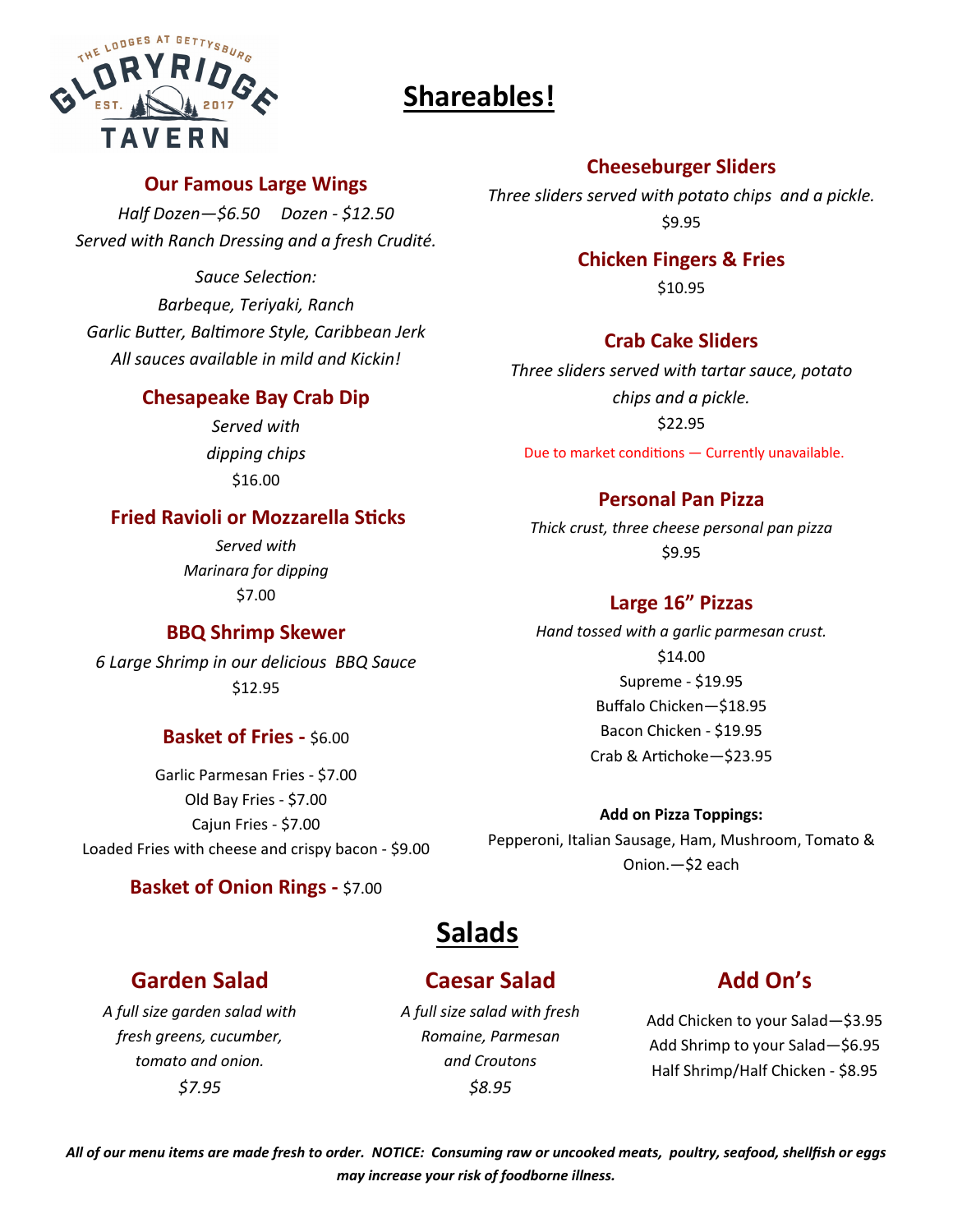THE LODGES AT GETTYSBURG
GLORYRIDGE
EST. 2017
TAVERN

# Shareables!

### Our Famous Large Wings

*Half Dozen—$6.50     Dozen - $12.50*

*Served with Ranch Dressing and a fresh Crudité.*

*Sauce Selection:*
*Barbeque, Teriyaki, Ranch*
*Garlic Butter, Baltimore Style, Caribbean Jerk*
*All sauces available in mild and Kickin!*

### Chesapeake Bay Crab Dip

*Served with dipping chips*

$16.00

### Fried Ravioli or Mozzarella Sticks

*Served with Marinara for dipping*

$7.00

### BBQ Shrimp Skewer

*6 Large Shrimp in our delicious BBQ Sauce*

$12.95

### Basket of Fries - $6.00

Garlic Parmesan Fries - $7.00
Old Bay Fries - $7.00
Cajun Fries - $7.00
Loaded Fries with cheese and crispy bacon - $9.00

### Basket of Onion Rings - $7.00

### Cheeseburger Sliders

*Three sliders served with potato chips and a pickle.*

$9.95

### Chicken Fingers & Fries

$10.95

### Crab Cake Sliders

*Three sliders served with tartar sauce, potato chips and a pickle.*

$22.95

Due to market conditions — Currently unavailable.

### Personal Pan Pizza

*Thick crust, three cheese personal pan pizza*

$9.95

### Large 16" Pizzas

*Hand tossed with a garlic parmesan crust.*

$14.00
Supreme - $19.95
Buffalo Chicken—$18.95
Bacon Chicken - $19.95
Crab & Artichoke—$23.95

**Add on Pizza Toppings:**

Pepperoni, Italian Sausage, Ham, Mushroom, Tomato & Onion.—$2 each

# Salads

### Garden Salad

*A full size garden salad with fresh greens, cucumber, tomato and onion.*

*$7.95*

### Caesar Salad

*A full size salad with fresh Romaine, Parmesan and Croutons*

*$8.95*

### Add On's

Add Chicken to your Salad—$3.95
Add Shrimp to your Salad—$6.95
Half Shrimp/Half Chicken - $8.95

***All of our menu items are made fresh to order. NOTICE: Consuming raw or uncooked meats, poultry, seafood, shellfish or eggs may increase your risk of foodborne illness.***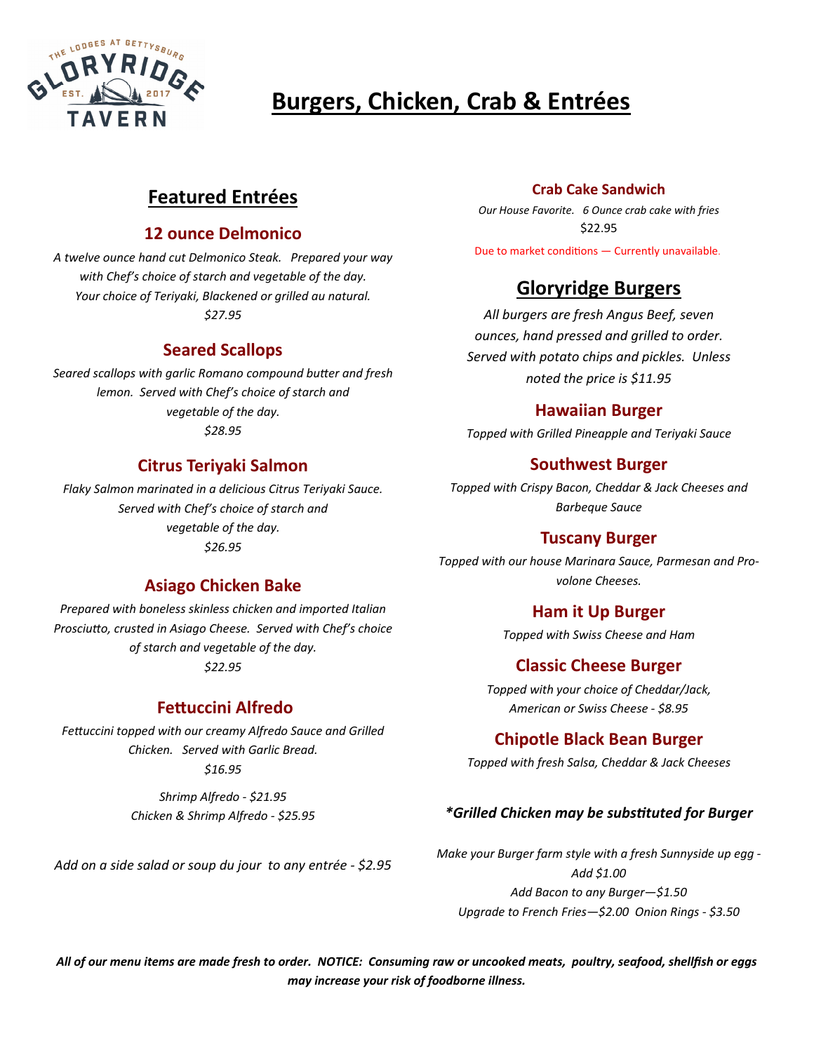# Burgers, Chicken, Crab & Entrées

## Featured Entrées

### 12 ounce Delmonico

*A twelve ounce hand cut Delmonico Steak. Prepared your way with Chef's choice of starch and vegetable of the day. Your choice of Teriyaki, Blackened or grilled au natural.*

*$27.95*

### Seared Scallops

*Seared scallops with garlic Romano compound butter and fresh lemon. Served with Chef's choice of starch and vegetable of the day.*

*$28.95*

### Citrus Teriyaki Salmon

*Flaky Salmon marinated in a delicious Citrus Teriyaki Sauce. Served with Chef's choice of starch and vegetable of the day.*

*$26.95*

### Asiago Chicken Bake

*Prepared with boneless skinless chicken and imported Italian Prosciutto, crusted in Asiago Cheese. Served with Chef's choice of starch and vegetable of the day.*

*$22.95*

### Fettuccini Alfredo

*Fettuccini topped with our creamy Alfredo Sauce and Grilled Chicken. Served with Garlic Bread.*

*$16.95*

*Shrimp Alfredo - $21.95*

*Chicken & Shrimp Alfredo - $25.95*

*Add on a side salad or soup du jour to any entrée - $2.95*

### Crab Cake Sandwich

*Our House Favorite. 6 Ounce crab cake with fries*

$22.95

Due to market conditions — Currently unavailable.

## Gloryridge Burgers

*All burgers are fresh Angus Beef, seven ounces, hand pressed and grilled to order. Served with potato chips and pickles. Unless noted the price is $11.95*

### Hawaiian Burger

*Topped with Grilled Pineapple and Teriyaki Sauce*

### Southwest Burger

*Topped with Crispy Bacon, Cheddar & Jack Cheeses and Barbeque Sauce*

### Tuscany Burger

*Topped with our house Marinara Sauce, Parmesan and Provolone Cheeses.*

### Ham it Up Burger

*Topped with Swiss Cheese and Ham*

### Classic Cheese Burger

*Topped with your choice of Cheddar/Jack, American or Swiss Cheese - $8.95*

### Chipotle Black Bean Burger

*Topped with fresh Salsa, Cheddar & Jack Cheeses*

***Grilled Chicken may be substituted for Burger**

*Make your Burger farm style with a fresh Sunnyside up egg - Add $1.00*

*Add Bacon to any Burger—$1.50*

*Upgrade to French Fries—$2.00 Onion Rings - $3.50*

***All of our menu items are made fresh to order. NOTICE: Consuming raw or uncooked meats, poultry, seafood, shellfish or eggs may increase your risk of foodborne illness.***